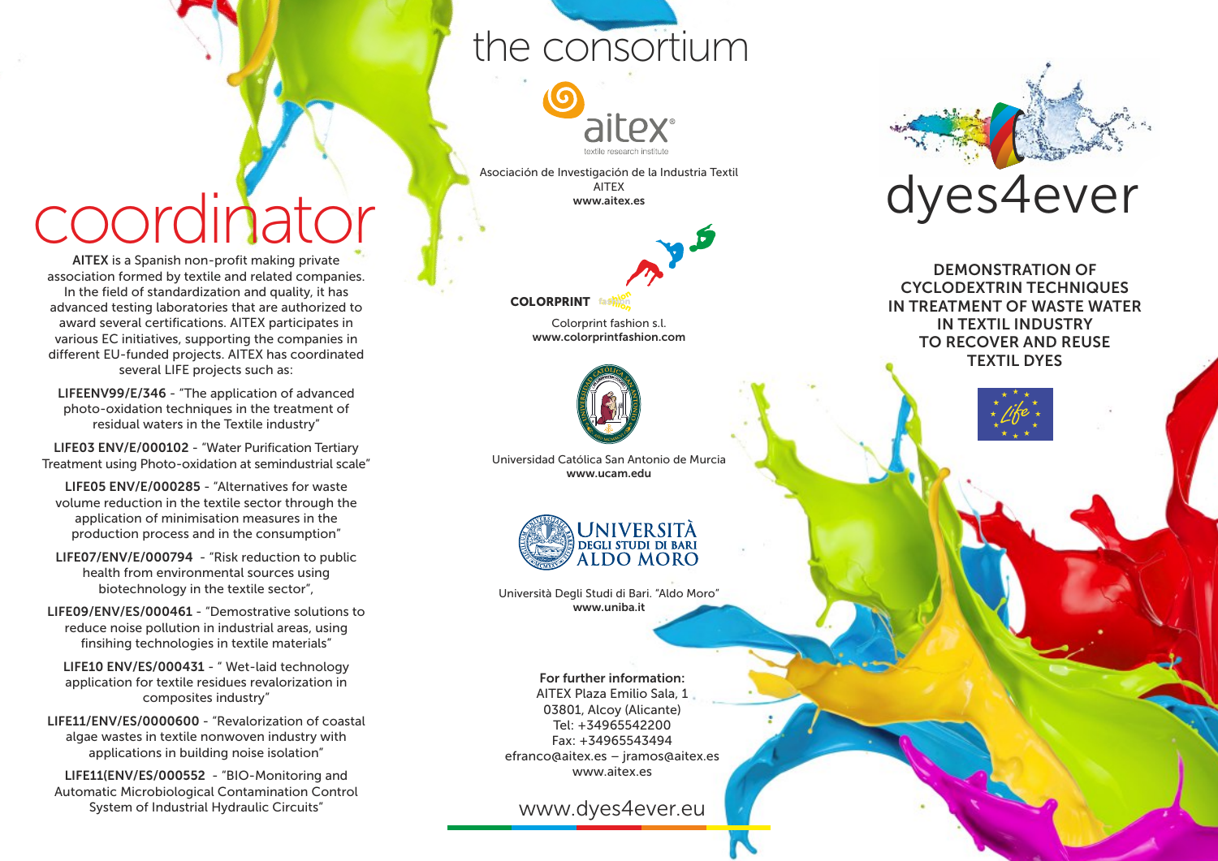# coordinator

**AITEX** is a Spanish non-profit making private association formed by textile and related companies. In the field of standardization and quality, it has advanced testing laboratories that are authorized to award several certifications. AITEX participates in various EC initiatives, supporting the companies in different EU-funded projects. AITEX has coordinated several LIFE projects such as:

**LIFEENV99/E/346** - "The application of advanced photo-oxidation techniques in the treatment of residual waters in the Textile industry"

**LIFE03 ENV/E/000102** - "Water Purification Tertiary Treatment using Photo-oxidation at semindustrial scale"

**LIFE05 ENV/E/000285** - "Alternatives for waste volume reduction in the textile sector through the application of minimisation measures in the production process and in the consumption"

**LIFE07/ENV/E/000794** - "Risk reduction to public health from environmental sources using biotechnology in the textile sector",

**LIFE09/ENV/ES/000461** - "Demostrative solutions to reduce noise pollution in industrial areas, using finsihing technologies in textile materials"

**LIFE10 ENV/ES/000431** - " Wet-laid technology application for textile residues revalorization in composites industry"

**LIFE11/ENV/ES/0000600** - "Revalorization of coastal algae wastes in textile nonwoven industry with applications in building noise isolation"

**LIFE11(ENV/ES/000552** - "BIO-Monitoring and Automatic Microbiological Contamination Control System of Industrial Hydraulic Circuits"

# the consortium

aitex®
textile research institute

Asociación de Investigación de la Industria Textil
AITEX
**www.aitex.es**

**COLORPRINT** fashion

Colorprint fashion s.l.
**www.colorprintfashion.com**

Universidad Católica San Antonio de Murcia
**www.ucam.edu**

UNIVERSITÀ DEGLI STUDI DI BARI ALDO MORO

Università Degli Studi di Bari. "Aldo Moro"
**www.uniba.it**

**For further information:**
AITEX Plaza Emilio Sala, 1
03801, Alcoy (Alicante)
Tel: +34965542200
Fax: +34965543494
efranco@aitex.es – jramos@aitex.es
www.aitex.es

www.dyes4ever.eu

# dyes4ever

**DEMONSTRATION OF CYCLODEXTRIN TECHNIQUES IN TREATMENT OF WASTE WATER IN TEXTIL INDUSTRY TO RECOVER AND REUSE TEXTIL DYES**

Life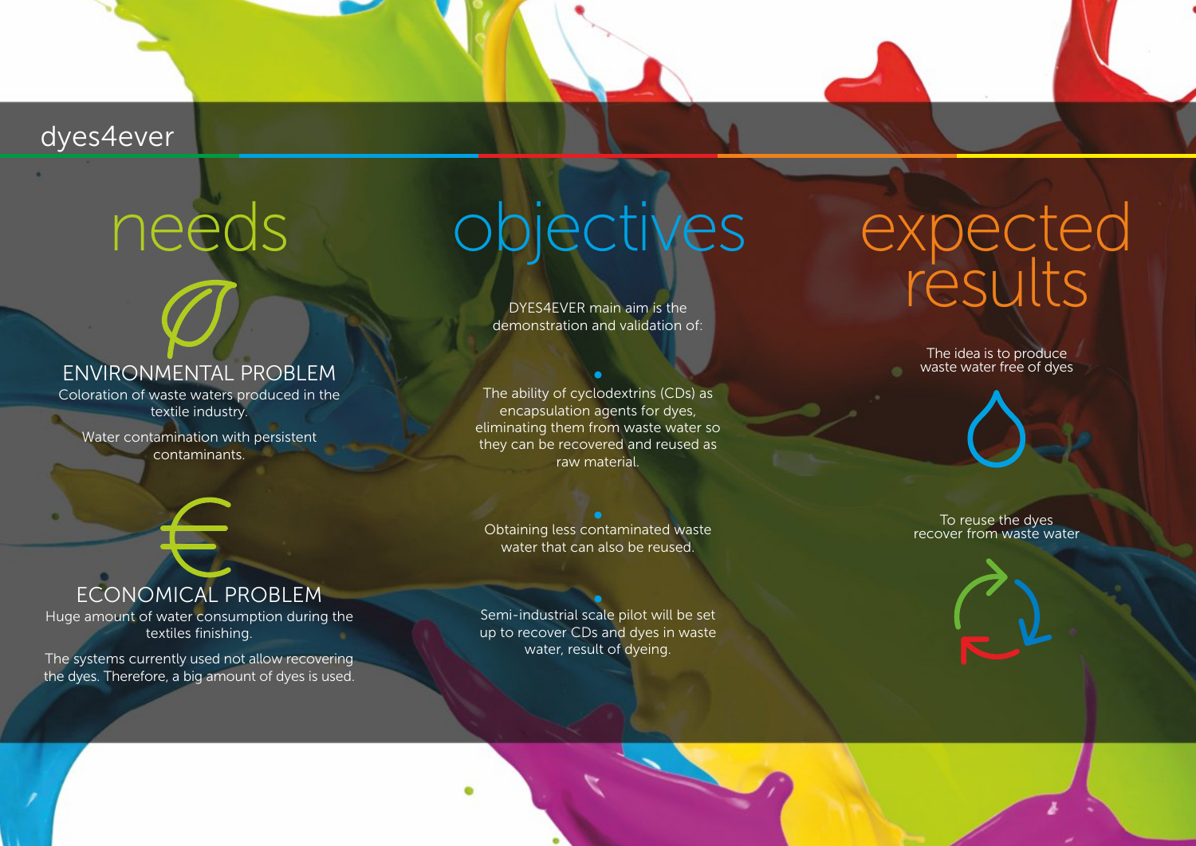dyes4ever

# needs

## ENVIRONMENTAL PROBLEM

Coloration of waste waters produced in the textile industry.

Water contamination with persistent contaminants.

## ECONOMICAL PROBLEM

Huge amount of water consumption during the textiles finishing.

The systems currently used not allow recovering the dyes. Therefore, a big amount of dyes is used.

# objectives

DYES4EVER main aim is the demonstration and validation of:

- The ability of cyclodextrins (CDs) as encapsulation agents for dyes, eliminating them from waste water so they can be recovered and reused as raw material.
- Obtaining less contaminated waste water that can also be reused.
- Semi-industrial scale pilot will be set up to recover CDs and dyes in waste water, result of dyeing.

# expected results

The idea is to produce waste water free of dyes

To reuse the dyes recover from waste water